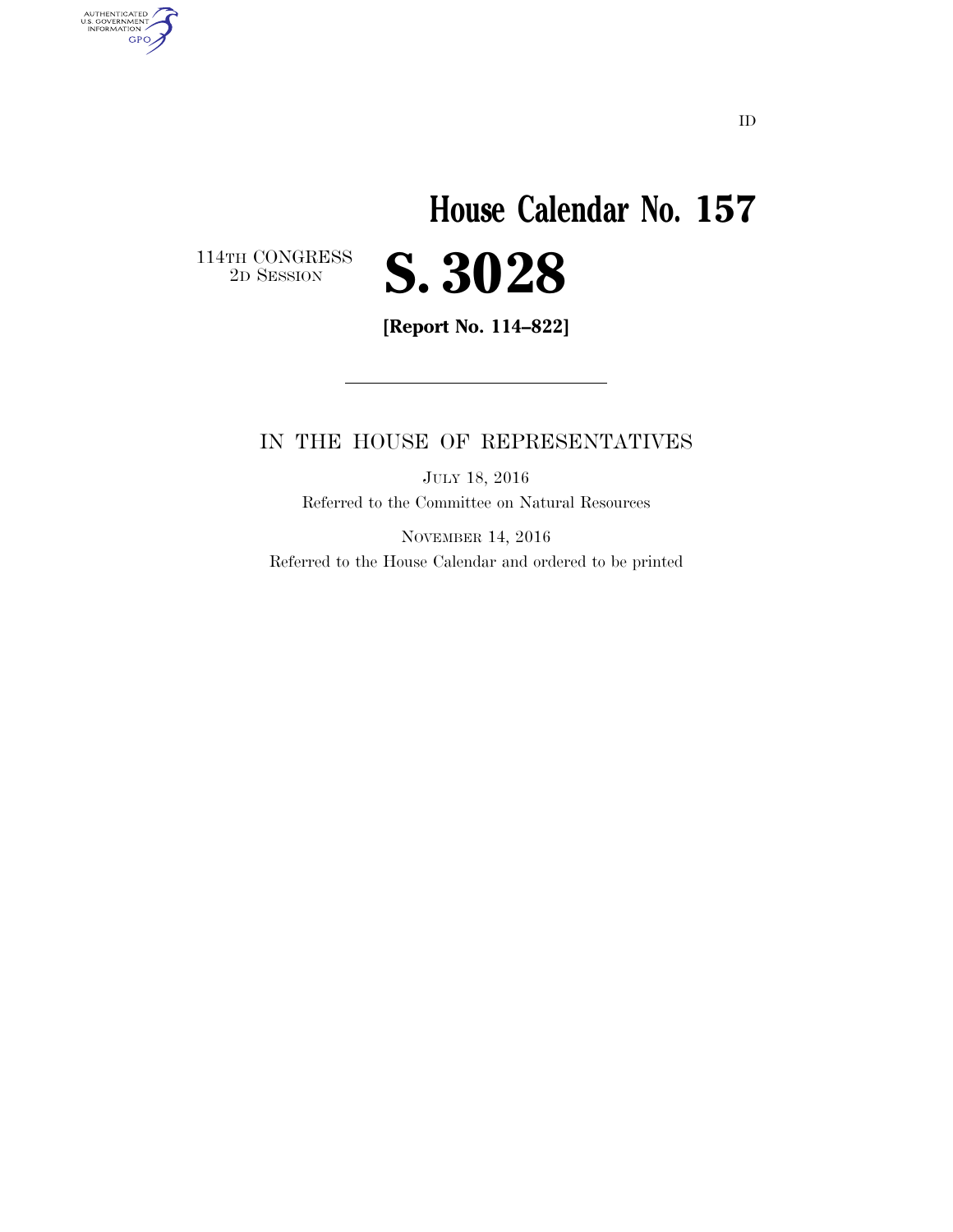ID

# House Calendar No. 157

114TH CONGRESS
2D SESSION

# S. 3028

**[Report No. 114–822]**

---

IN THE HOUSE OF REPRESENTATIVES

JULY 18, 2016

Referred to the Committee on Natural Resources

NOVEMBER 14, 2016

Referred to the House Calendar and ordered to be printed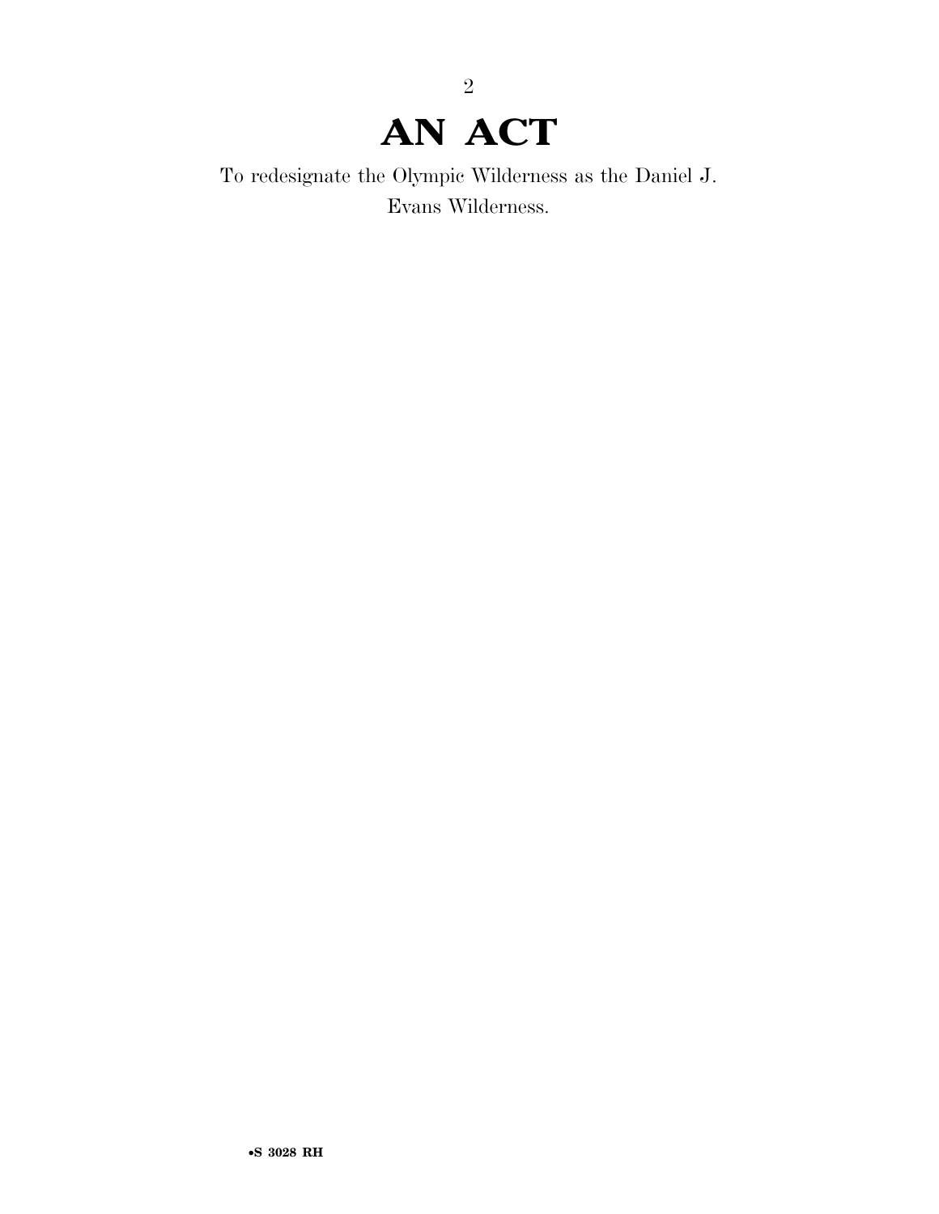# AN ACT

To redesignate the Olympic Wilderness as the Daniel J. Evans Wilderness.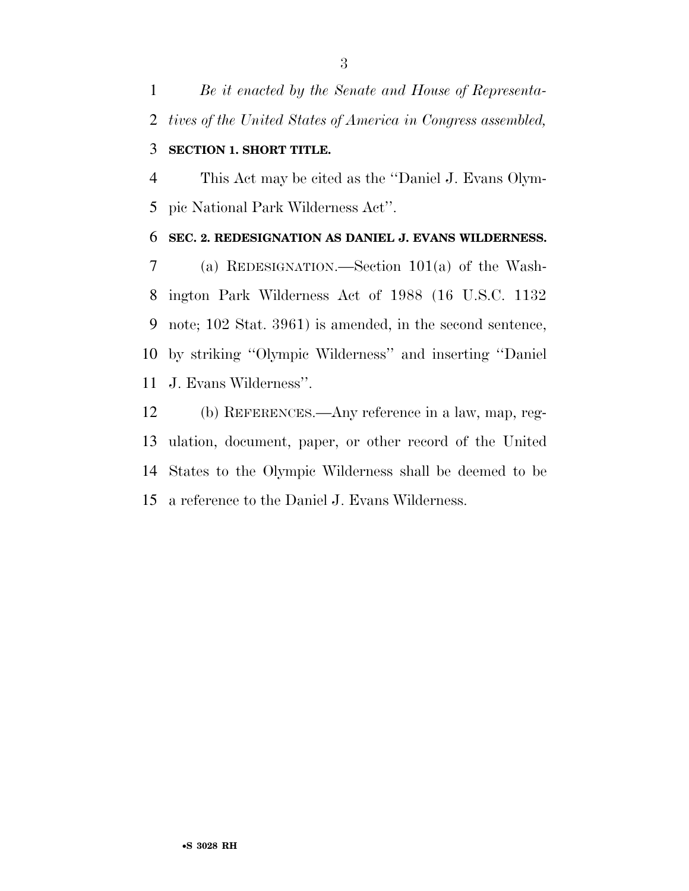*Be it enacted by the Senate and House of Representatives of the United States of America in Congress assembled,*

**SECTION 1. SHORT TITLE.**

This Act may be cited as the ''Daniel J. Evans Olympic National Park Wilderness Act''.

**SEC. 2. REDESIGNATION AS DANIEL J. EVANS WILDERNESS.**

(a) REDESIGNATION.—Section 101(a) of the Washington Park Wilderness Act of 1988 (16 U.S.C. 1132 note; 102 Stat. 3961) is amended, in the second sentence, by striking ''Olympic Wilderness'' and inserting ''Daniel J. Evans Wilderness''.

(b) REFERENCES.—Any reference in a law, map, regulation, document, paper, or other record of the United States to the Olympic Wilderness shall be deemed to be a reference to the Daniel J. Evans Wilderness.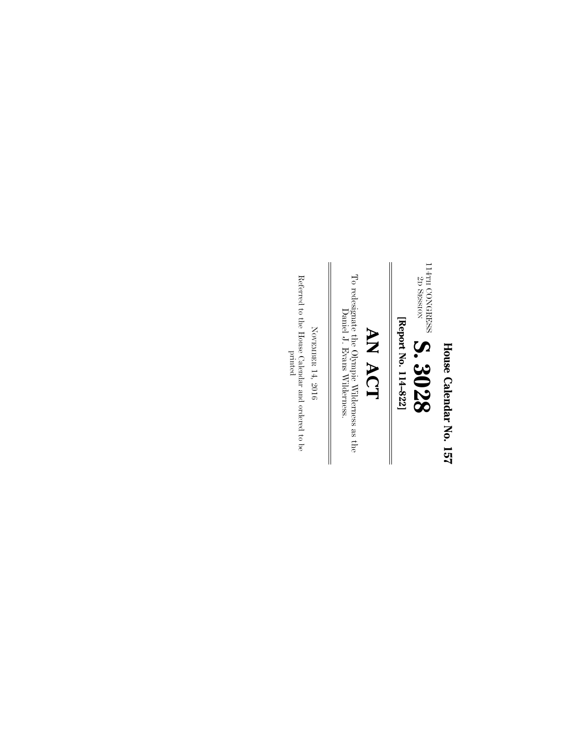House Calendar No. 157

114TH CONGRESS
2D SESSION

# S. 3028

**[Report No. 114–822]**

# AN ACT

To redesignate the Olympic Wilderness as the Daniel J. Evans Wilderness.

NOVEMBER 14, 2016

Referred to the House Calendar and ordered to be printed